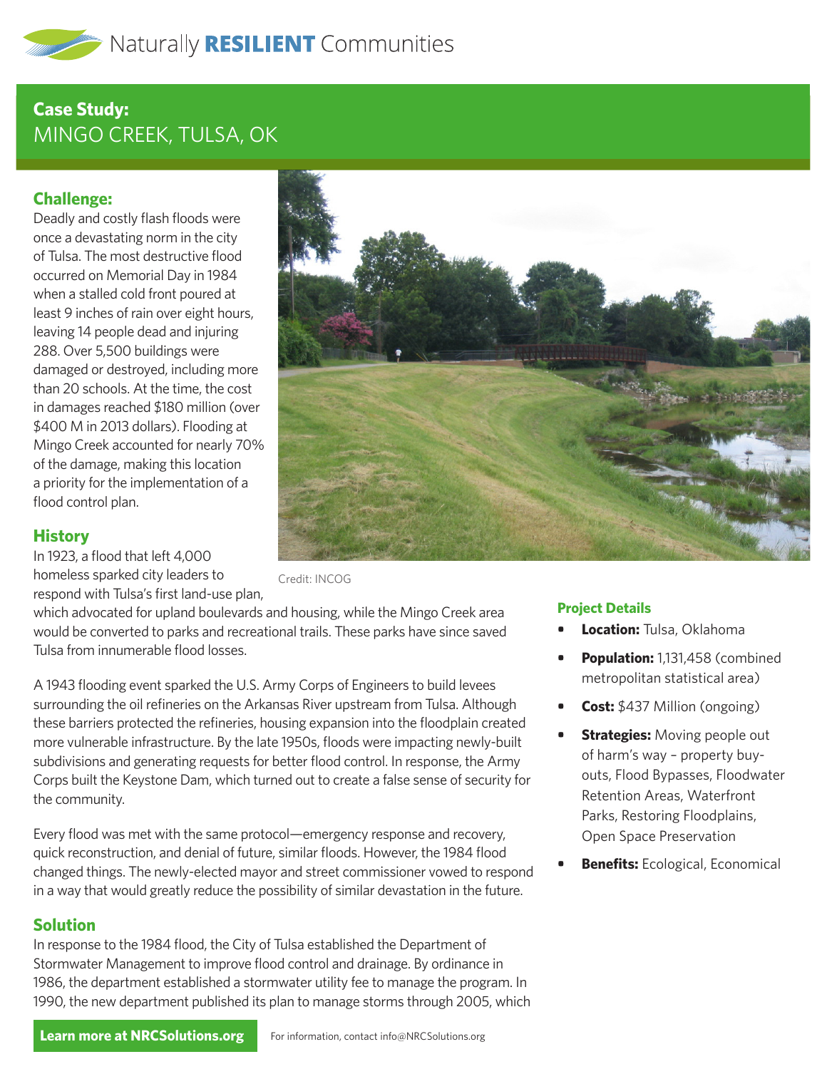Naturally **RESILIENT** Communities

# Case Study:
# MINGO CREEK, TULSA, OK

## Challenge:

Deadly and costly flash floods were once a devastating norm in the city of Tulsa. The most destructive flood occurred on Memorial Day in 1984 when a stalled cold front poured at least 9 inches of rain over eight hours, leaving 14 people dead and injuring 288. Over 5,500 buildings were damaged or destroyed, including more than 20 schools. At the time, the cost in damages reached $180 million (over $400 M in 2013 dollars). Flooding at Mingo Creek accounted for nearly 70% of the damage, making this location a priority for the implementation of a flood control plan.

Credit: INCOG

## History

In 1923, a flood that left 4,000 homeless sparked city leaders to respond with Tulsa's first land-use plan, which advocated for upland boulevards and housing, while the Mingo Creek area would be converted to parks and recreational trails. These parks have since saved Tulsa from innumerable flood losses.

A 1943 flooding event sparked the U.S. Army Corps of Engineers to build levees surrounding the oil refineries on the Arkansas River upstream from Tulsa. Although these barriers protected the refineries, housing expansion into the floodplain created more vulnerable infrastructure. By the late 1950s, floods were impacting newly-built subdivisions and generating requests for better flood control. In response, the Army Corps built the Keystone Dam, which turned out to create a false sense of security for the community.

Every flood was met with the same protocol—emergency response and recovery, quick reconstruction, and denial of future, similar floods. However, the 1984 flood changed things. The newly-elected mayor and street commissioner vowed to respond in a way that would greatly reduce the possibility of similar devastation in the future.

## Solution

In response to the 1984 flood, the City of Tulsa established the Department of Stormwater Management to improve flood control and drainage. By ordinance in 1986, the department established a stormwater utility fee to manage the program. In 1990, the new department published its plan to manage storms through 2005, which

### Project Details

- **Location:** Tulsa, Oklahoma
- **Population:** 1,131,458 (combined metropolitan statistical area)
- **Cost:** $437 Million (ongoing)
- **Strategies:** Moving people out of harm's way – property buy-outs, Flood Bypasses, Floodwater Retention Areas, Waterfront Parks, Restoring Floodplains, Open Space Preservation
- **Benefits:** Ecological, Economical

**Learn more at NRCSolutions.org** For information, contact info@NRCSolutions.org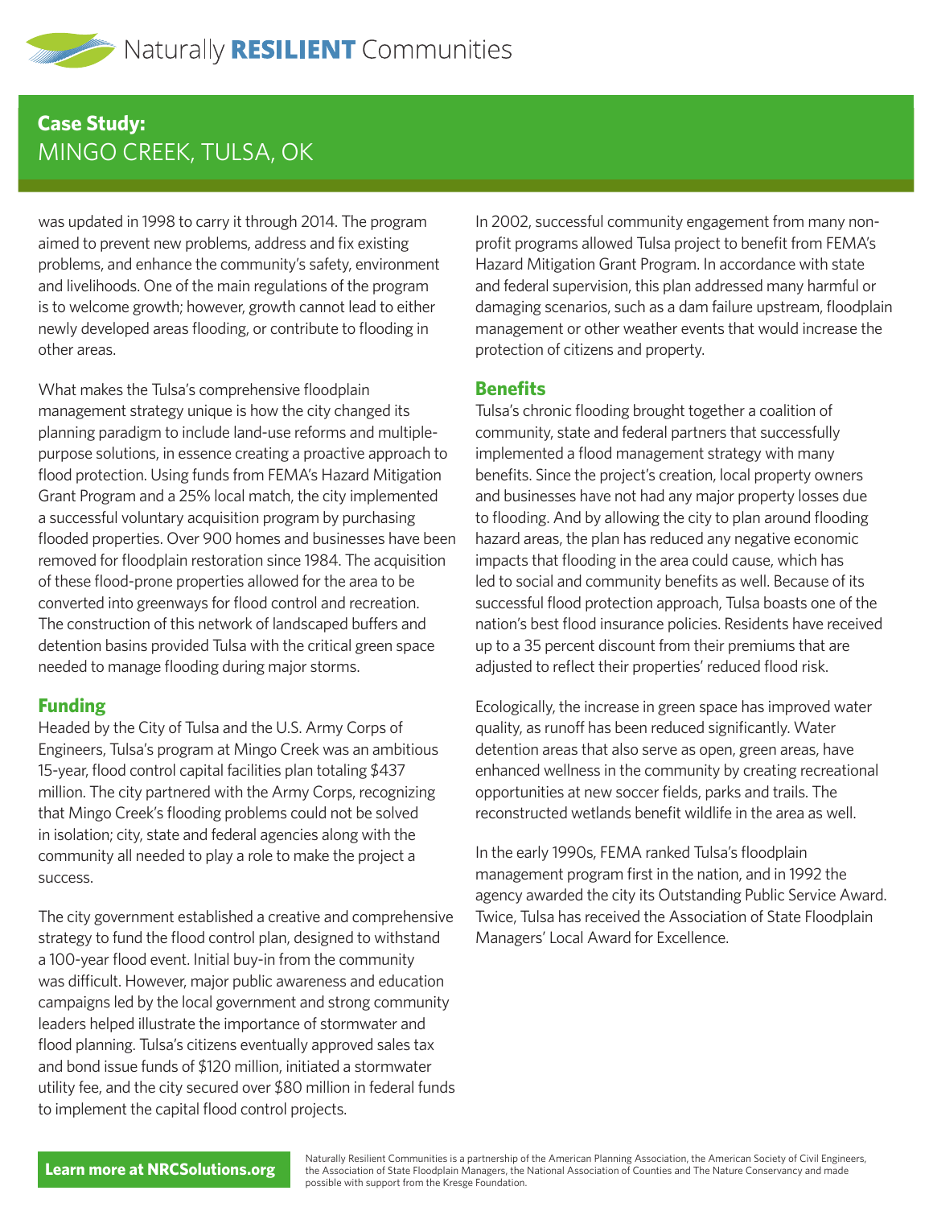was updated in 1998 to carry it through 2014. The program aimed to prevent new problems, address and fix existing problems, and enhance the community's safety, environment and livelihoods. One of the main regulations of the program is to welcome growth; however, growth cannot lead to either newly developed areas flooding, or contribute to flooding in other areas.

What makes the Tulsa's comprehensive floodplain management strategy unique is how the city changed its planning paradigm to include land-use reforms and multiple-purpose solutions, in essence creating a proactive approach to flood protection. Using funds from FEMA's Hazard Mitigation Grant Program and a 25% local match, the city implemented a successful voluntary acquisition program by purchasing flooded properties. Over 900 homes and businesses have been removed for floodplain restoration since 1984. The acquisition of these flood-prone properties allowed for the area to be converted into greenways for flood control and recreation. The construction of this network of landscaped buffers and detention basins provided Tulsa with the critical green space needed to manage flooding during major storms.

## Funding

Headed by the City of Tulsa and the U.S. Army Corps of Engineers, Tulsa's program at Mingo Creek was an ambitious 15-year, flood control capital facilities plan totaling $437 million. The city partnered with the Army Corps, recognizing that Mingo Creek's flooding problems could not be solved in isolation; city, state and federal agencies along with the community all needed to play a role to make the project a success.

The city government established a creative and comprehensive strategy to fund the flood control plan, designed to withstand a 100-year flood event. Initial buy-in from the community was difficult. However, major public awareness and education campaigns led by the local government and strong community leaders helped illustrate the importance of stormwater and flood planning. Tulsa's citizens eventually approved sales tax and bond issue funds of $120 million, initiated a stormwater utility fee, and the city secured over $80 million in federal funds to implement the capital flood control projects.

In 2002, successful community engagement from many non-profit programs allowed Tulsa project to benefit from FEMA's Hazard Mitigation Grant Program. In accordance with state and federal supervision, this plan addressed many harmful or damaging scenarios, such as a dam failure upstream, floodplain management or other weather events that would increase the protection of citizens and property.

## Benefits

Tulsa's chronic flooding brought together a coalition of community, state and federal partners that successfully implemented a flood management strategy with many benefits. Since the project's creation, local property owners and businesses have not had any major property losses due to flooding. And by allowing the city to plan around flooding hazard areas, the plan has reduced any negative economic impacts that flooding in the area could cause, which has led to social and community benefits as well. Because of its successful flood protection approach, Tulsa boasts one of the nation's best flood insurance policies. Residents have received up to a 35 percent discount from their premiums that are adjusted to reflect their properties' reduced flood risk.

Ecologically, the increase in green space has improved water quality, as runoff has been reduced significantly. Water detention areas that also serve as open, green areas, have enhanced wellness in the community by creating recreational opportunities at new soccer fields, parks and trails. The reconstructed wetlands benefit wildlife in the area as well.

In the early 1990s, FEMA ranked Tulsa's floodplain management program first in the nation, and in 1992 the agency awarded the city its Outstanding Public Service Award. Twice, Tulsa has received the Association of State Floodplain Managers' Local Award for Excellence.